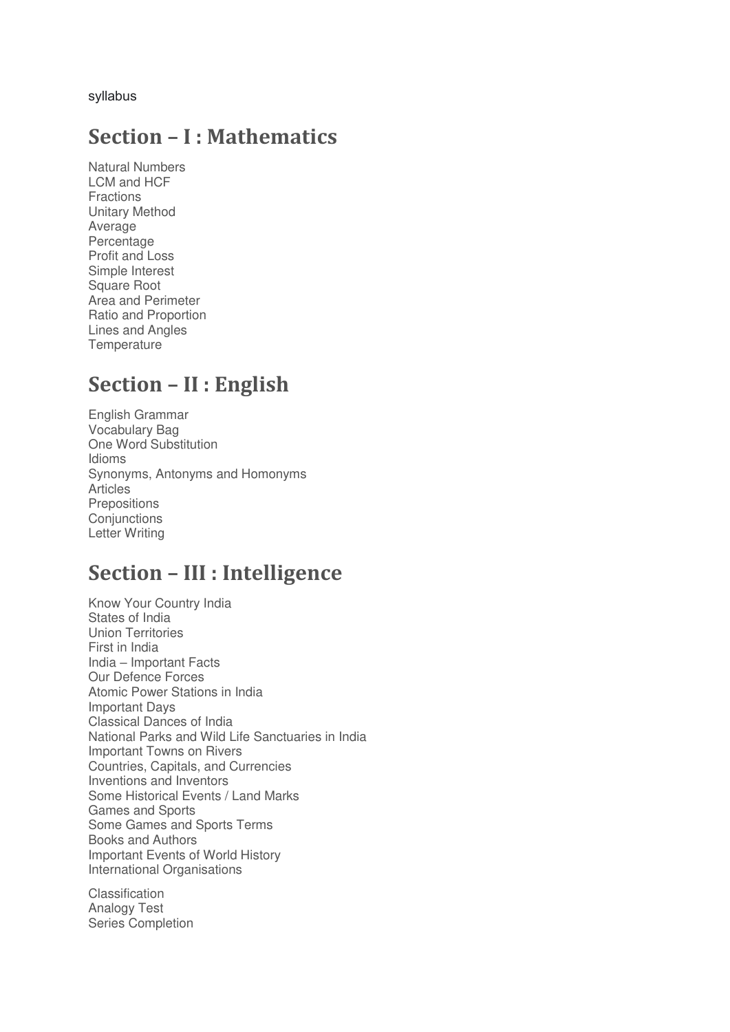syllabus

## Section – I : Mathematics

Natural Numbers
LCM and HCF
Fractions
Unitary Method
Average
Percentage
Profit and Loss
Simple Interest
Square Root
Area and Perimeter
Ratio and Proportion
Lines and Angles
Temperature

## Section – II : English

English Grammar
Vocabulary Bag
One Word Substitution
Idioms
Synonyms, Antonyms and Homonyms
Articles
Prepositions
Conjunctions
Letter Writing

## Section – III : Intelligence

Know Your Country India
States of India
Union Territories
First in India
India – Important Facts
Our Defence Forces
Atomic Power Stations in India
Important Days
Classical Dances of India
National Parks and Wild Life Sanctuaries in India
Important Towns on Rivers
Countries, Capitals, and Currencies
Inventions and Inventors
Some Historical Events / Land Marks
Games and Sports
Some Games and Sports Terms
Books and Authors
Important Events of World History
International Organisations

Classification
Analogy Test
Series Completion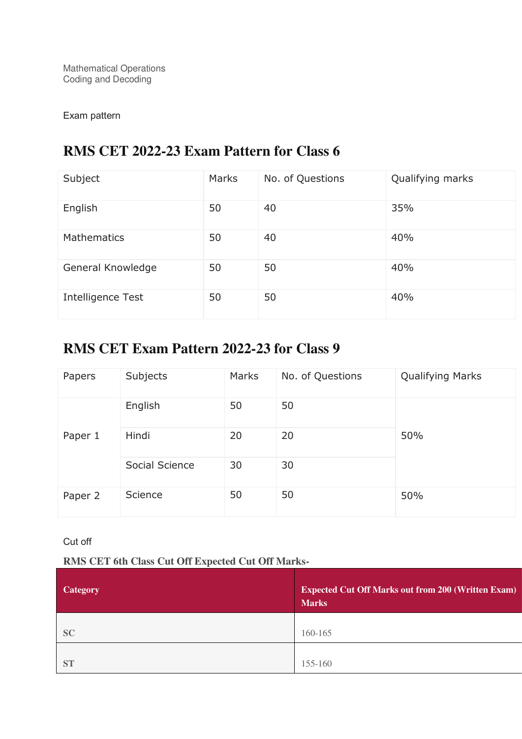Mathematical Operations
Coding and Decoding

Exam pattern

## RMS CET 2022-23 Exam Pattern for Class 6

| Subject | Marks | No. of Questions | Qualifying marks |
|---|---|---|---|
| English | 50 | 40 | 35% |
| Mathematics | 50 | 40 | 40% |
| General Knowledge | 50 | 50 | 40% |
| Intelligence Test | 50 | 50 | 40% |

## RMS CET Exam Pattern 2022-23 for Class 9

| Papers | Subjects | Marks | No. of Questions | Qualifying Marks |
|---|---|---|---|---|
| Paper 1 | English | 50 | 50 | 50% |
| | Hindi | 20 | 20 | |
| | Social Science | 30 | 30 | |
| Paper 2 | Science | 50 | 50 | 50% |

Cut off

**RMS CET 6th Class Cut Off Expected Cut Off Marks-**

| Category | Expected Cut Off Marks out from 200 (Written Exam) Marks |
|---|---|
| **SC** | 160-165 |
| **ST** | 155-160 |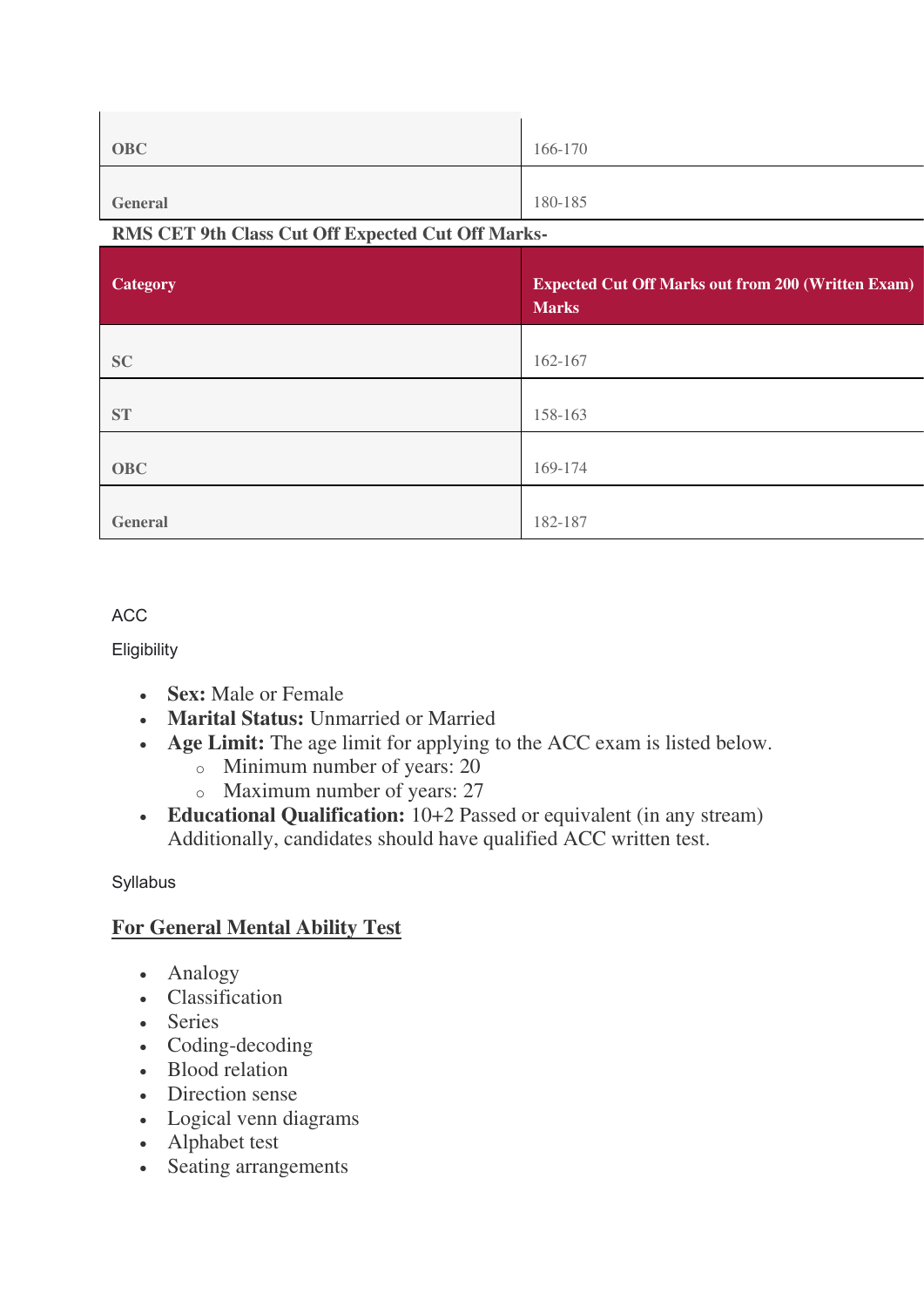| | |
|---|---|
| **OBC** | 166-170 |
| **General** | 180-185 |

**RMS CET 9th Class Cut Off Expected Cut Off Marks-**

| Category | Expected Cut Off Marks out from 200 (Written Exam) Marks |
|---|---|
| **SC** | 162-167 |
| **ST** | 158-163 |
| **OBC** | 169-174 |
| **General** | 182-187 |

ACC

Eligibility

- **Sex:** Male or Female
- **Marital Status:** Unmarried or Married
- **Age Limit:** The age limit for applying to the ACC exam is listed below.
  - Minimum number of years: 20
  - Maximum number of years: 27
- **Educational Qualification:** 10+2 Passed or equivalent (in any stream) Additionally, candidates should have qualified ACC written test.

Syllabus

## For General Mental Ability Test

- Analogy
- Classification
- Series
- Coding-decoding
- Blood relation
- Direction sense
- Logical venn diagrams
- Alphabet test
- Seating arrangements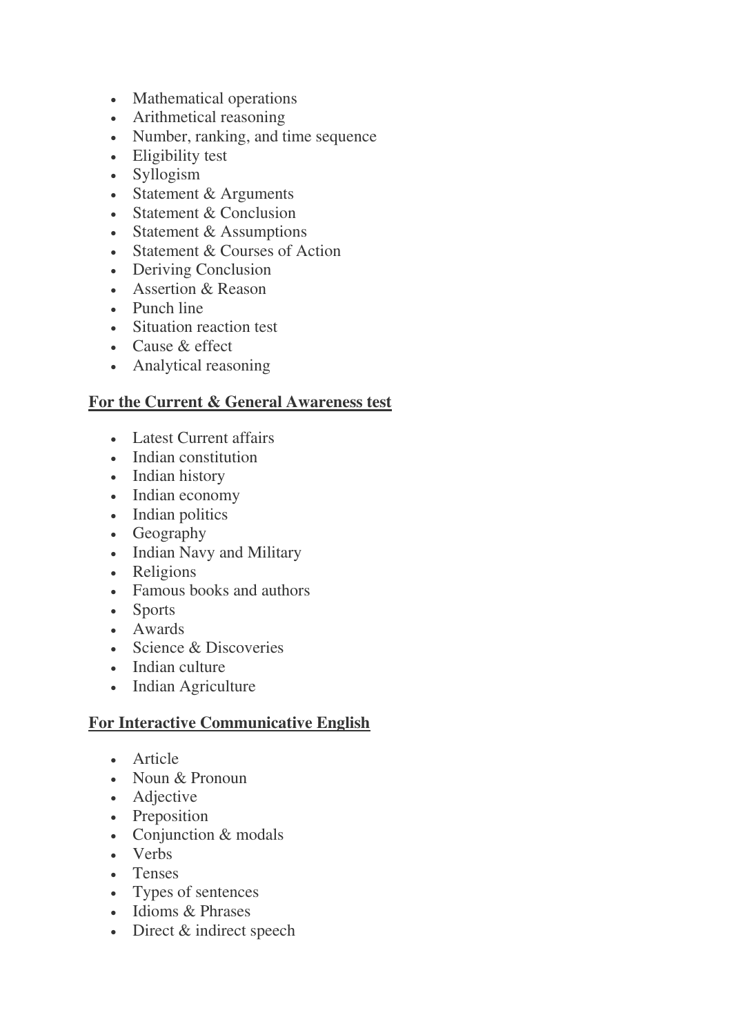- Mathematical operations
- Arithmetical reasoning
- Number, ranking, and time sequence
- Eligibility test
- Syllogism
- Statement & Arguments
- Statement & Conclusion
- Statement & Assumptions
- Statement & Courses of Action
- Deriving Conclusion
- Assertion & Reason
- Punch line
- Situation reaction test
- Cause & effect
- Analytical reasoning

**For the Current & General Awareness test**

- Latest Current affairs
- Indian constitution
- Indian history
- Indian economy
- Indian politics
- Geography
- Indian Navy and Military
- Religions
- Famous books and authors
- Sports
- Awards
- Science & Discoveries
- Indian culture
- Indian Agriculture

**For Interactive Communicative English**

- Article
- Noun & Pronoun
- Adjective
- Preposition
- Conjunction & modals
- Verbs
- Tenses
- Types of sentences
- Idioms & Phrases
- Direct & indirect speech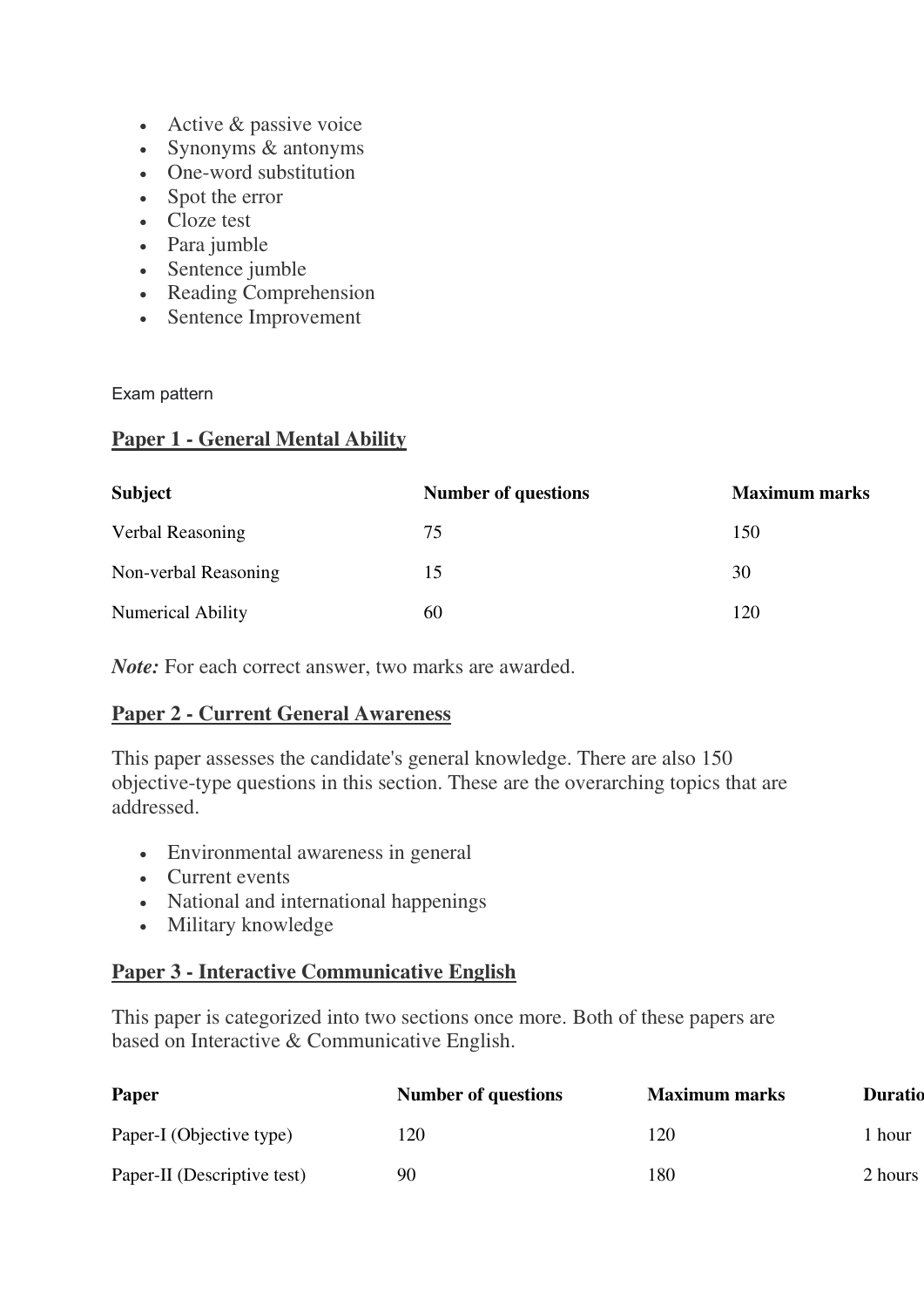- Active & passive voice
- Synonyms & antonyms
- One-word substitution
- Spot the error
- Cloze test
- Para jumble
- Sentence jumble
- Reading Comprehension
- Sentence Improvement

Exam pattern

## Paper 1 - General Mental Ability

| Subject | Number of questions | Maximum marks |
|---|---|---|
| Verbal Reasoning | 75 | 150 |
| Non-verbal Reasoning | 15 | 30 |
| Numerical Ability | 60 | 120 |

***Note:*** For each correct answer, two marks are awarded.

## Paper 2 - Current General Awareness

This paper assesses the candidate's general knowledge. There are also 150 objective-type questions in this section. These are the overarching topics that are addressed.

- Environmental awareness in general
- Current events
- National and international happenings
- Military knowledge

## Paper 3 - Interactive Communicative English

This paper is categorized into two sections once more. Both of these papers are based on Interactive & Communicative English.

| Paper | Number of questions | Maximum marks | Duratio |
|---|---|---|---|
| Paper-I (Objective type) | 120 | 120 | 1 hour |
| Paper-II (Descriptive test) | 90 | 180 | 2 hours |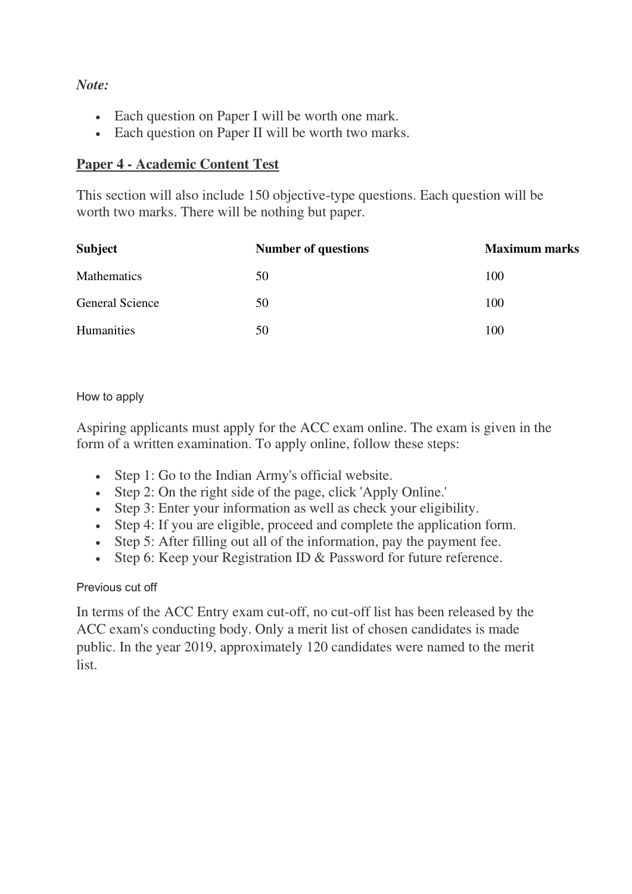*Note:*

- Each question on Paper I will be worth one mark.
- Each question on Paper II will be worth two marks.

## Paper 4 - Academic Content Test

This section will also include 150 objective-type questions. Each question will be worth two marks. There will be nothing but paper.

| Subject | Number of questions | Maximum marks |
|---|---|---|
| Mathematics | 50 | 100 |
| General Science | 50 | 100 |
| Humanities | 50 | 100 |

### How to apply

Aspiring applicants must apply for the ACC exam online. The exam is given in the form of a written examination. To apply online, follow these steps:

- Step 1: Go to the Indian Army's official website.
- Step 2: On the right side of the page, click 'Apply Online.'
- Step 3: Enter your information as well as check your eligibility.
- Step 4: If you are eligible, proceed and complete the application form.
- Step 5: After filling out all of the information, pay the payment fee.
- Step 6: Keep your Registration ID & Password for future reference.

### Previous cut off

In terms of the ACC Entry exam cut-off, no cut-off list has been released by the ACC exam's conducting body. Only a merit list of chosen candidates is made public. In the year 2019, approximately 120 candidates were named to the merit list.